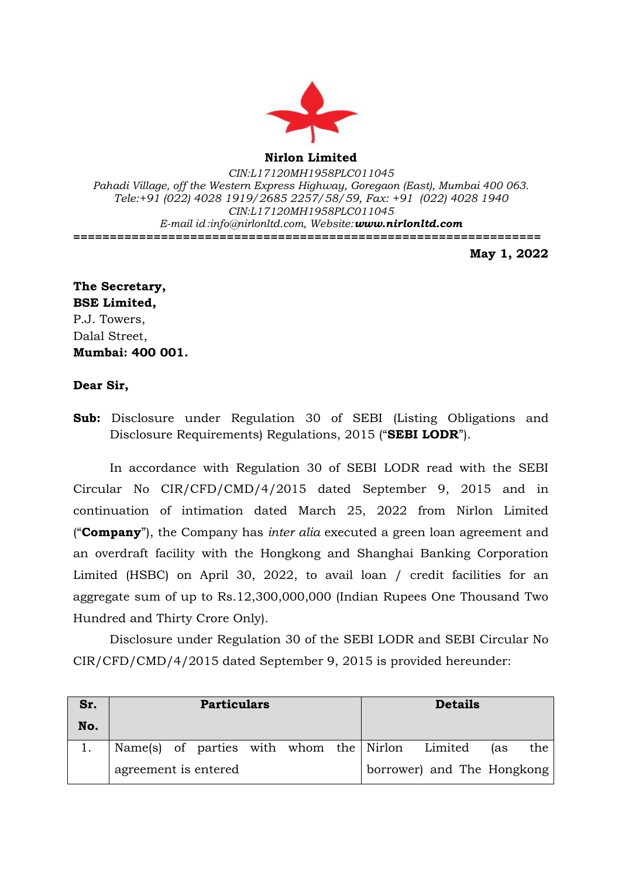**Nirlon Limited**

*CIN:L17120MH1958PLC011045*
*Pahadi Village, off the Western Express Highway, Goregaon (East), Mumbai 400 063.*
*Tele:+91 (022) 4028 1919/2685 2257/58/59, Fax: +91 (022) 4028 1940*
*CIN:L17120MH1958PLC011045*
*E-mail id :info@nirlonltd.com, Website:* ***www.nirlonltd.com***

==================================================================

**May 1, 2022**

**The Secretary,**
**BSE Limited,**
P.J. Towers,
Dalal Street,
**Mumbai: 400 001.**

**Dear Sir,**

**Sub:** Disclosure under Regulation 30 of SEBI (Listing Obligations and Disclosure Requirements) Regulations, 2015 ("**SEBI LODR**").

In accordance with Regulation 30 of SEBI LODR read with the SEBI Circular No CIR/CFD/CMD/4/2015 dated September 9, 2015 and in continuation of intimation dated March 25, 2022 from Nirlon Limited ("**Company**"), the Company has *inter alia* executed a green loan agreement and an overdraft facility with the Hongkong and Shanghai Banking Corporation Limited (HSBC) on April 30, 2022, to avail loan / credit facilities for an aggregate sum of up to Rs.12,300,000,000 (Indian Rupees One Thousand Two Hundred and Thirty Crore Only).

Disclosure under Regulation 30 of the SEBI LODR and SEBI Circular No CIR/CFD/CMD/4/2015 dated September 9, 2015 is provided hereunder:

| Sr. No. | Particulars | Details |
|---|---|---|
| 1. | Name(s) of parties with whom the agreement is entered | Nirlon Limited (as the borrower) and The Hongkong |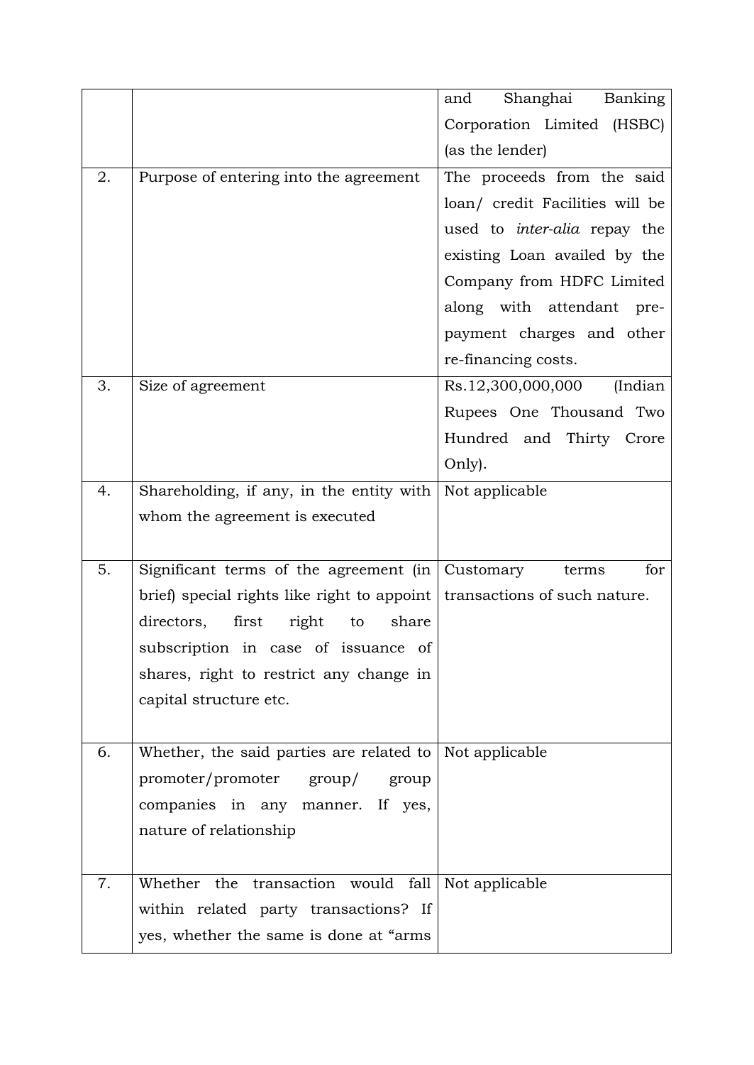| | | |
|---|---|---|
| | | and Shanghai Banking Corporation Limited (HSBC) (as the lender) |
| 2. | Purpose of entering into the agreement | The proceeds from the said loan/ credit Facilities will be used to *inter-alia* repay the existing Loan availed by the Company from HDFC Limited along with attendant pre-payment charges and other re-financing costs. |
| 3. | Size of agreement | Rs.12,300,000,000 (Indian Rupees One Thousand Two Hundred and Thirty Crore Only). |
| 4. | Shareholding, if any, in the entity with whom the agreement is executed | Not applicable |
| 5. | Significant terms of the agreement (in brief) special rights like right to appoint directors, first right to share subscription in case of issuance of shares, right to restrict any change in capital structure etc. | Customary terms for transactions of such nature. |
| 6. | Whether, the said parties are related to promoter/promoter group/ group companies in any manner. If yes, nature of relationship | Not applicable |
| 7. | Whether the transaction would fall within related party transactions? If yes, whether the same is done at "arms | Not applicable |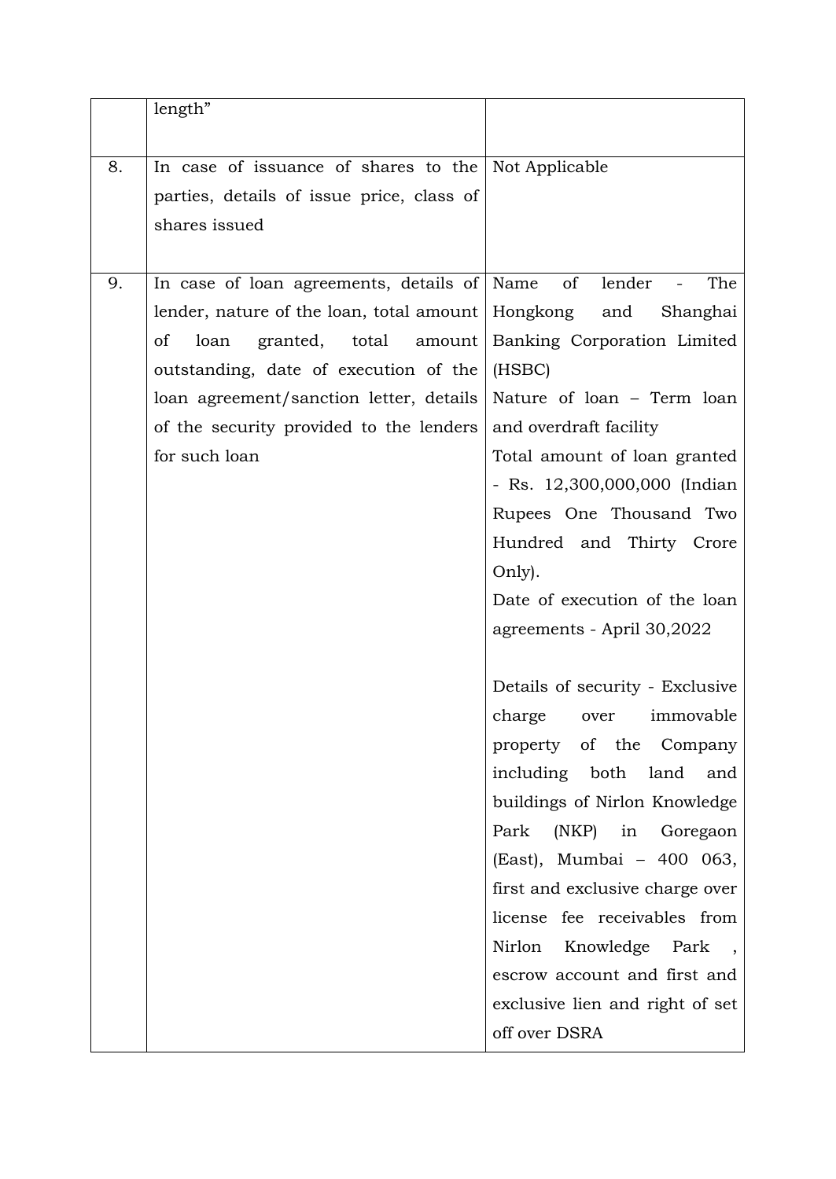|  |  |  |
| --- | --- | --- |
|  | length" |  |
| 8. | In case of issuance of shares to the parties, details of issue price, class of shares issued | Not Applicable |
| 9. | In case of loan agreements, details of lender, nature of the loan, total amount of loan granted, total amount outstanding, date of execution of the loan agreement/sanction letter, details of the security provided to the lenders for such loan | Name of lender - The Hongkong and Shanghai Banking Corporation Limited (HSBC)<br>Nature of loan – Term loan and overdraft facility<br>Total amount of loan granted - Rs. 12,300,000,000 (Indian Rupees One Thousand Two Hundred and Thirty Crore Only).<br>Date of execution of the loan agreements - April 30,2022<br><br>Details of security - Exclusive charge over immovable property of the Company including both land and buildings of Nirlon Knowledge Park (NKP) in Goregaon (East), Mumbai – 400 063, first and exclusive charge over license fee receivables from Nirlon Knowledge Park , escrow account and first and exclusive lien and right of set off over DSRA |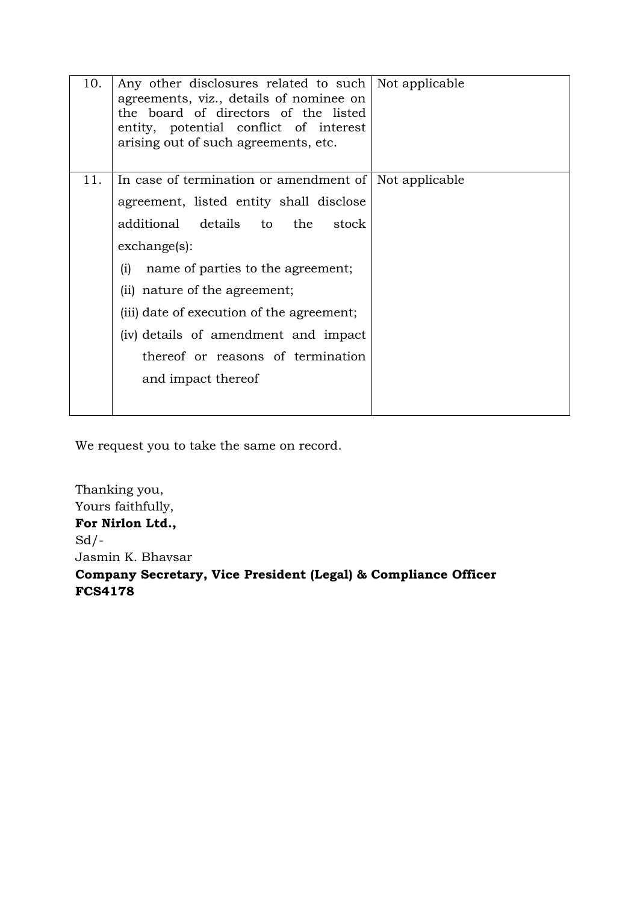| | | |
|---|---|---|
| 10. | Any other disclosures related to such agreements, viz., details of nominee on the board of directors of the listed entity, potential conflict of interest arising out of such agreements, etc. | Not applicable |
| 11. | In case of termination or amendment of agreement, listed entity shall disclose additional details to the stock exchange(s):<br>(i) name of parties to the agreement;<br>(ii) nature of the agreement;<br>(iii) date of execution of the agreement;<br>(iv) details of amendment and impact thereof or reasons of termination and impact thereof | Not applicable |

We request you to take the same on record.

Thanking you,
Yours faithfully,
**For Nirlon Ltd.,**
Sd/-
Jasmin K. Bhavsar
**Company Secretary, Vice President (Legal) & Compliance Officer**
**FCS4178**